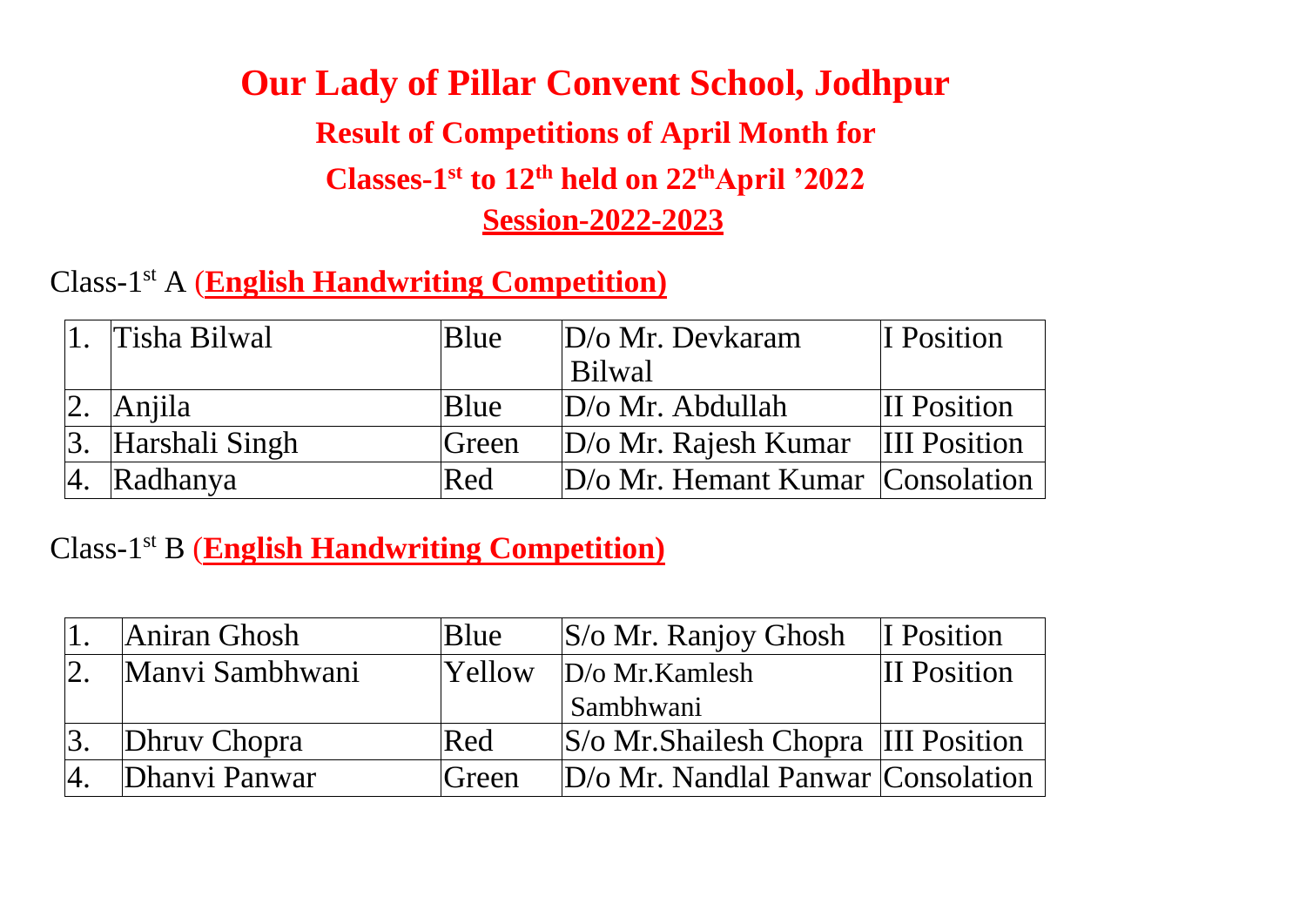# Our Lady of Pillar Convent School, Jodhpur

## Result of Competitions of April Month for

## Classes-1st to 12th held on 22th April '2022

## Session-2022-2023

Class-1st A (**English Handwriting Competition)**

| | | | | |
|---|---|---|---|---|
| 1. | Tisha Bilwal | Blue | D/o Mr. Devkaram Bilwal | I Position |
| 2. | Anjila | Blue | D/o Mr. Abdullah | II Position |
| 3. | Harshali Singh | Green | D/o Mr. Rajesh Kumar | III Position |
| 4. | Radhanya | Red | D/o Mr. Hemant Kumar | Consolation |

Class-1st B (**English Handwriting Competition)**

| | | | | |
|---|---|---|---|---|
| 1. | Aniran Ghosh | Blue | S/o Mr. Ranjoy Ghosh | I Position |
| 2. | Manvi Sambhwani | Yellow | D/o Mr.Kamlesh Sambhwani | II Position |
| 3. | Dhruv Chopra | Red | S/o Mr.Shailesh Chopra | III Position |
| 4. | Dhanvi Panwar | Green | D/o Mr. Nandlal Panwar | Consolation |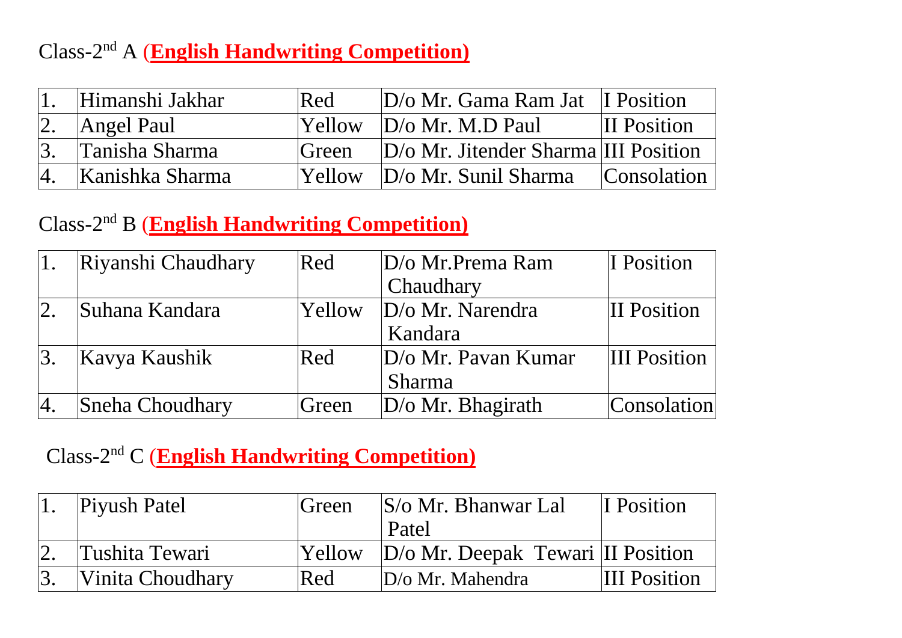Class-2nd A **(English Handwriting Competition)**

| | | | | |
|---|---|---|---|---|
| 1. | Himanshi Jakhar | Red | D/o Mr. Gama Ram Jat | I Position |
| 2. | Angel Paul | Yellow | D/o Mr. M.D Paul | II Position |
| 3. | Tanisha Sharma | Green | D/o Mr. Jitender Sharma | III Position |
| 4. | Kanishka Sharma | Yellow | D/o Mr. Sunil Sharma | Consolation |

Class-2nd B **(English Handwriting Competition)**

| | | | | |
|---|---|---|---|---|
| 1. | Riyanshi Chaudhary | Red | D/o Mr.Prema Ram Chaudhary | I Position |
| 2. | Suhana Kandara | Yellow | D/o Mr. Narendra Kandara | II Position |
| 3. | Kavya Kaushik | Red | D/o Mr. Pavan Kumar Sharma | III Position |
| 4. | Sneha Choudhary | Green | D/o Mr. Bhagirath | Consolation |

Class-2nd C **(English Handwriting Competition)**

| | | | | |
|---|---|---|---|---|
| 1. | Piyush Patel | Green | S/o Mr. Bhanwar Lal Patel | I Position |
| 2. | Tushita Tewari | Yellow | D/o Mr. Deepak Tewari | II Position |
| 3. | Vinita Choudhary | Red | D/o Mr. Mahendra | III Position |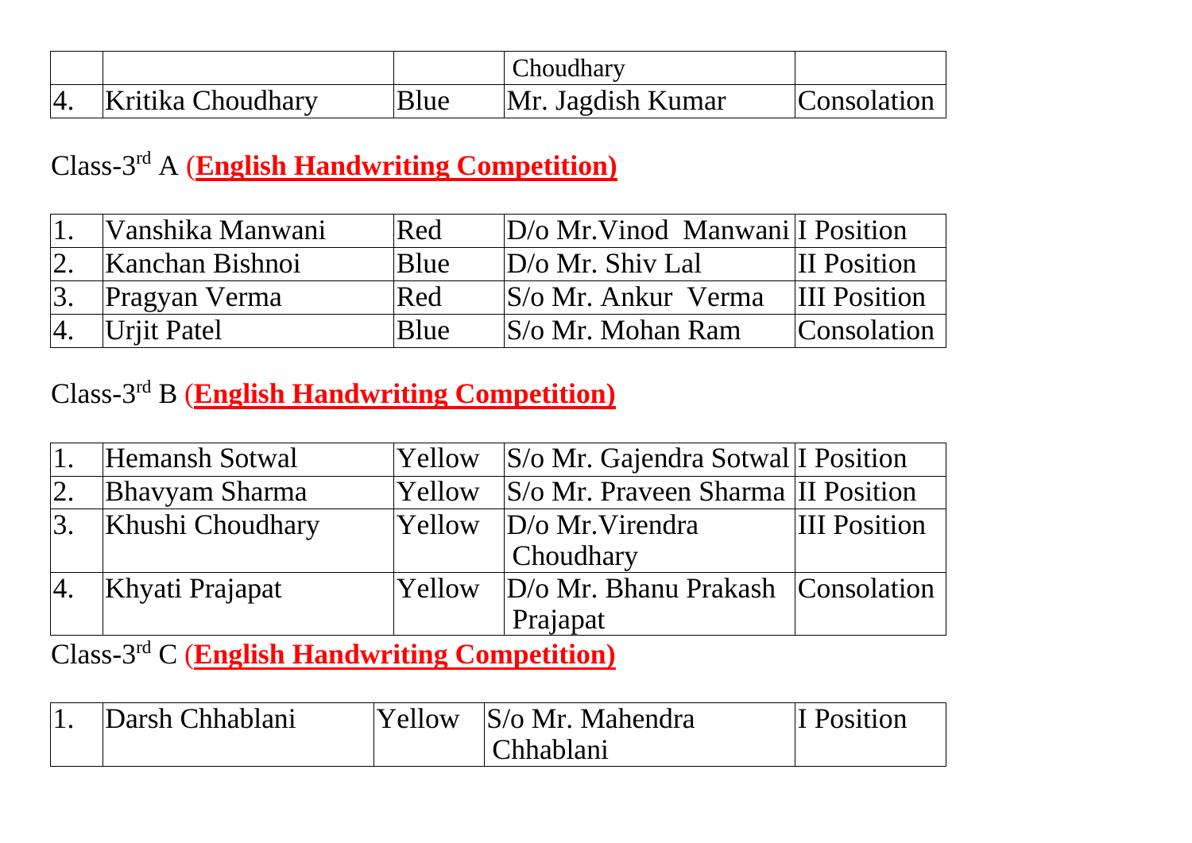|  |  |  | Choudhary |  |
|---|---|---|---|---|
| 4. | Kritika Choudhary | Blue | Mr. Jagdish Kumar | Consolation |

Class-3rd A **(English Handwriting Competition)**

| 1. | Vanshika Manwani | Red | D/o Mr.Vinod Manwani | I Position |
|---|---|---|---|---|
| 2. | Kanchan Bishnoi | Blue | D/o Mr. Shiv Lal | II Position |
| 3. | Pragyan Verma | Red | S/o Mr. Ankur Verma | III Position |
| 4. | Urjit Patel | Blue | S/o Mr. Mohan Ram | Consolation |

Class-3rd B **(English Handwriting Competition)**

| 1. | Hemansh Sotwal | Yellow | S/o Mr. Gajendra Sotwal | I Position |
|---|---|---|---|---|
| 2. | Bhavyam Sharma | Yellow | S/o Mr. Praveen Sharma | II Position |
| 3. | Khushi Choudhary | Yellow | D/o Mr.Virendra Choudhary | III Position |
| 4. | Khyati Prajapat | Yellow | D/o Mr. Bhanu Prakash Prajapat | Consolation |

Class-3rd C **(English Handwriting Competition)**

| 1. | Darsh Chhablani | Yellow | S/o Mr. Mahendra Chhablani | I Position |
|---|---|---|---|---|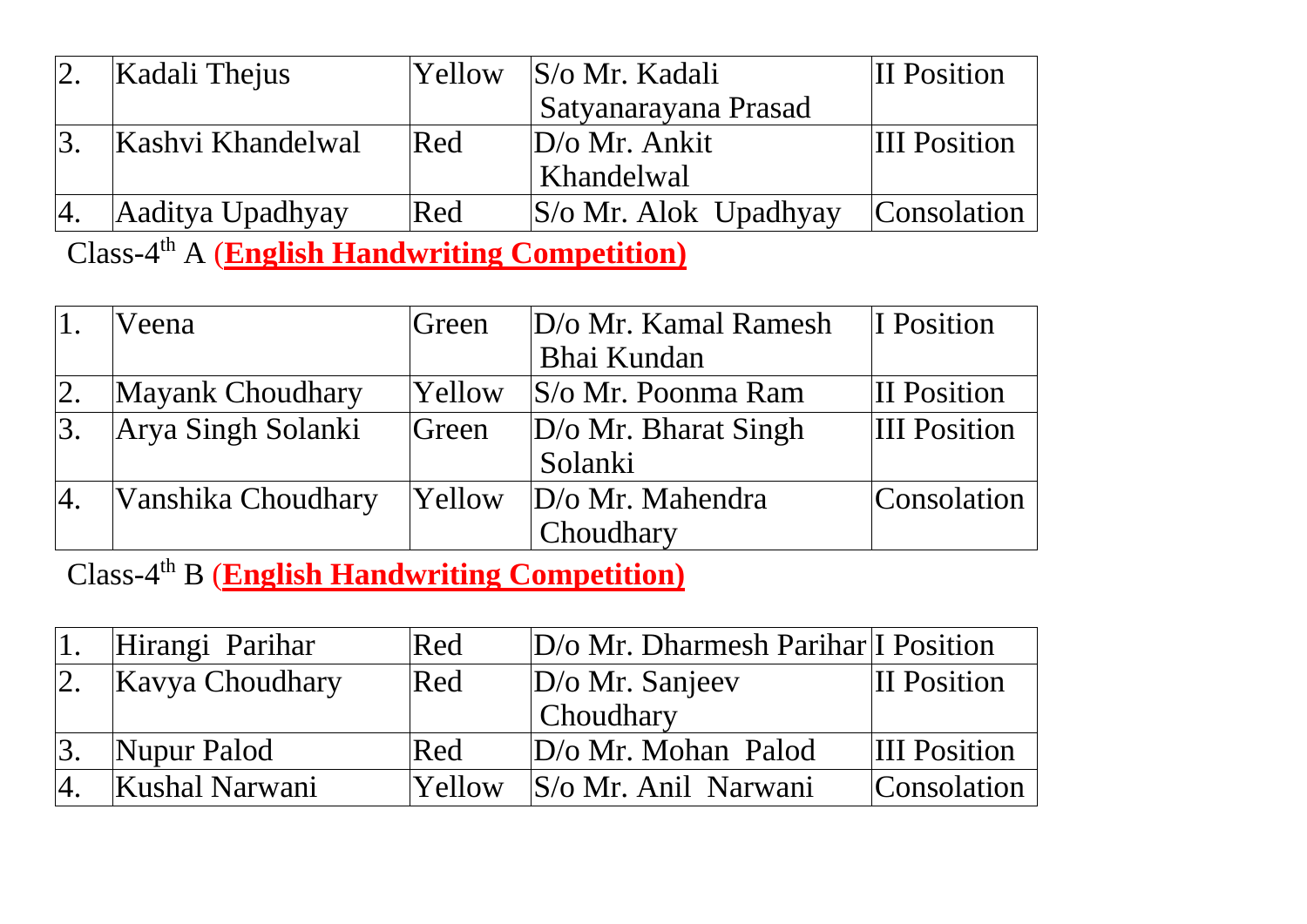| | | | | |
|---|---|---|---|---|
| 2. | Kadali Thejus | Yellow | S/o Mr. Kadali Satyanarayana Prasad | II Position |
| 3. | Kashvi Khandelwal | Red | D/o Mr. Ankit Khandelwal | III Position |
| 4. | Aaditya Upadhyay | Red | S/o Mr. Alok Upadhyay | Consolation |

Class-4th A (**English Handwriting Competition)**

| | | | | |
|---|---|---|---|---|
| 1. | Veena | Green | D/o Mr. Kamal Ramesh Bhai Kundan | I Position |
| 2. | Mayank Choudhary | Yellow | S/o Mr. Poonma Ram | II Position |
| 3. | Arya Singh Solanki | Green | D/o Mr. Bharat Singh Solanki | III Position |
| 4. | Vanshika Choudhary | Yellow | D/o Mr. Mahendra Choudhary | Consolation |

Class-4th B (**English Handwriting Competition)**

| | | | | |
|---|---|---|---|---|
| 1. | Hirangi Parihar | Red | D/o Mr. Dharmesh Parihar | I Position |
| 2. | Kavya Choudhary | Red | D/o Mr. Sanjeev Choudhary | II Position |
| 3. | Nupur Palod | Red | D/o Mr. Mohan Palod | III Position |
| 4. | Kushal Narwani | Yellow | S/o Mr. Anil Narwani | Consolation |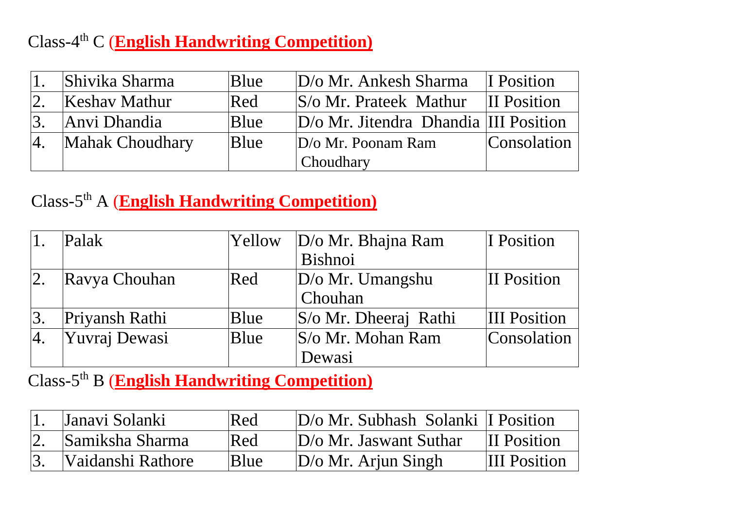Class-4th C **English Handwriting Competition**

| | | | | |
|---|---|---|---|---|
| 1. | Shivika Sharma | Blue | D/o Mr. Ankesh Sharma | I Position |
| 2. | Keshav Mathur | Red | S/o Mr. Prateek Mathur | II Position |
| 3. | Anvi Dhandia | Blue | D/o Mr. Jitendra Dhandia | III Position |
| 4. | Mahak Choudhary | Blue | D/o Mr. Poonam Ram Choudhary | Consolation |

Class-5th A **English Handwriting Competition**

| | | | | |
|---|---|---|---|---|
| 1. | Palak | Yellow | D/o Mr. Bhajna Ram Bishnoi | I Position |
| 2. | Ravya Chouhan | Red | D/o Mr. Umangshu Chouhan | II Position |
| 3. | Priyansh Rathi | Blue | S/o Mr. Dheeraj Rathi | III Position |
| 4. | Yuvraj Dewasi | Blue | S/o Mr. Mohan Ram Dewasi | Consolation |

Class-5th B **English Handwriting Competition**

| | | | | |
|---|---|---|---|---|
| 1. | Janavi Solanki | Red | D/o Mr. Subhash Solanki | I Position |
| 2. | Samiksha Sharma | Red | D/o Mr. Jaswant Suthar | II Position |
| 3. | Vaidanshi Rathore | Blue | D/o Mr. Arjun Singh | III Position |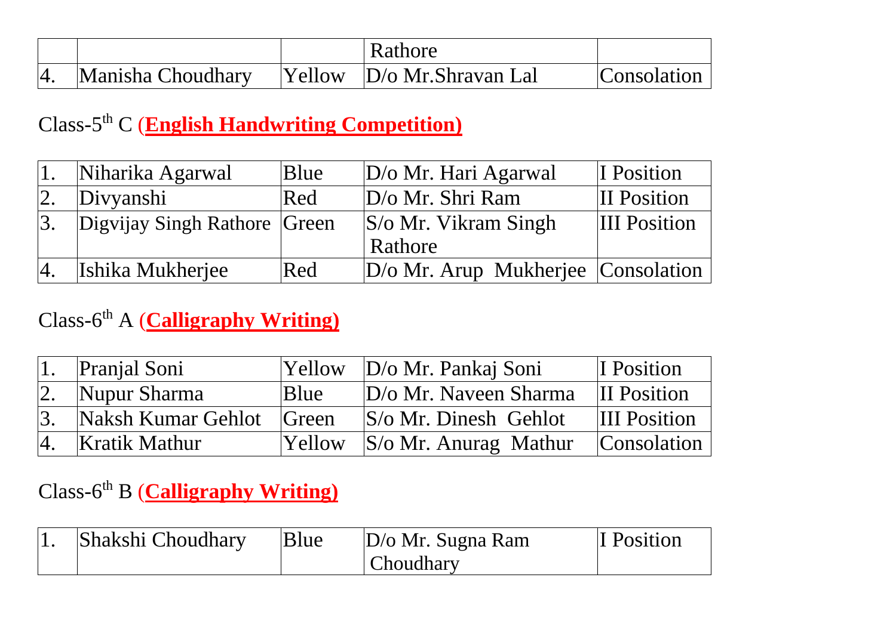| | | | Rathore | |
|---|---|---|---|---|
| 4. | Manisha Choudhary | Yellow | D/o Mr.Shravan Lal | Consolation |

Class-5th C **(English Handwriting Competition)**

| 1. | Niharika Agarwal | Blue | D/o Mr. Hari Agarwal | I Position |
|---|---|---|---|---|
| 2. | Divyanshi | Red | D/o Mr. Shri Ram | II Position |
| 3. | Digvijay Singh Rathore | Green | S/o Mr. Vikram Singh Rathore | III Position |
| 4. | Ishika Mukherjee | Red | D/o Mr. Arup Mukherjee | Consolation |

Class-6th A **(Calligraphy Writing)**

| 1. | Pranjal Soni | Yellow | D/o Mr. Pankaj Soni | I Position |
|---|---|---|---|---|
| 2. | Nupur Sharma | Blue | D/o Mr. Naveen Sharma | II Position |
| 3. | Naksh Kumar Gehlot | Green | S/o Mr. Dinesh Gehlot | III Position |
| 4. | Kratik Mathur | Yellow | S/o Mr. Anurag Mathur | Consolation |

Class-6th B **(Calligraphy Writing)**

| 1. | Shakshi Choudhary | Blue | D/o Mr. Sugna Ram Choudhary | I Position |
|---|---|---|---|---|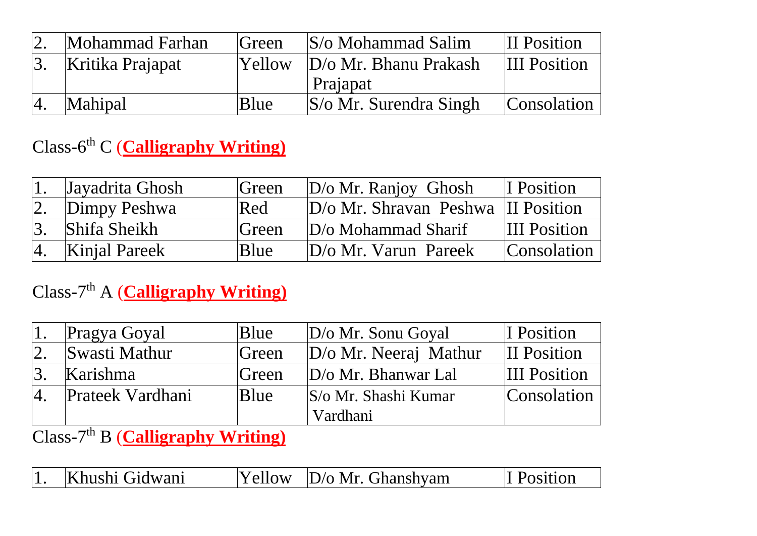| | | | | |
|---|---|---|---|---|
| 2. | Mohammad Farhan | Green | S/o Mohammad Salim | II Position |
| 3. | Kritika Prajapat | Yellow | D/o Mr. Bhanu Prakash Prajapat | III Position |
| 4. | Mahipal | Blue | S/o Mr. Surendra Singh | Consolation |

Class-6th C **(Calligraphy Writing)**

| | | | | |
|---|---|---|---|---|
| 1. | Jayadrita Ghosh | Green | D/o Mr. Ranjoy Ghosh | I Position |
| 2. | Dimpy Peshwa | Red | D/o Mr. Shravan Peshwa | II Position |
| 3. | Shifa Sheikh | Green | D/o Mohammad Sharif | III Position |
| 4. | Kinjal Pareek | Blue | D/o Mr. Varun Pareek | Consolation |

Class-7th A **(Calligraphy Writing)**

| | | | | |
|---|---|---|---|---|
| 1. | Pragya Goyal | Blue | D/o Mr. Sonu Goyal | I Position |
| 2. | Swasti Mathur | Green | D/o Mr. Neeraj Mathur | II Position |
| 3. | Karishma | Green | D/o Mr. Bhanwar Lal | III Position |
| 4. | Prateek Vardhani | Blue | S/o Mr. Shashi Kumar Vardhani | Consolation |

Class-7th B **(Calligraphy Writing)**

| | | | | |
|---|---|---|---|---|
| 1. | Khushi Gidwani | Yellow | D/o Mr. Ghanshyam | I Position |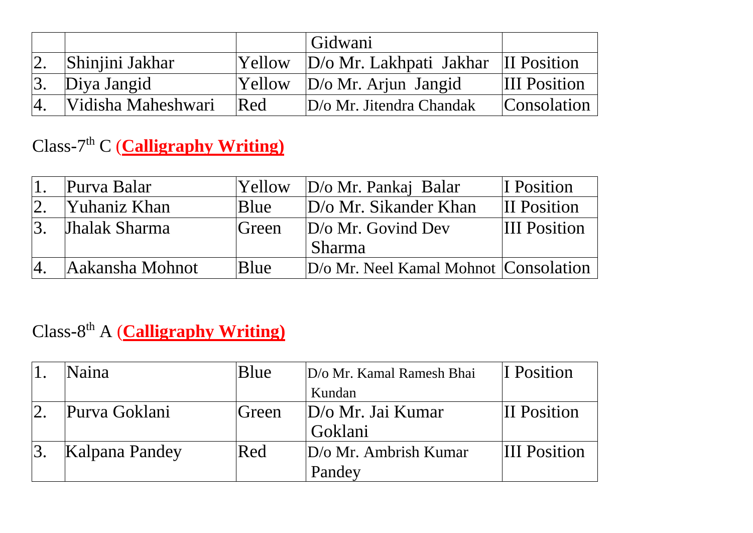| | | | | |
|---|---|---|---|---|
| | | | Gidwani | |
| 2. | Shinjini Jakhar | Yellow | D/o Mr. Lakhpati Jakhar | II Position |
| 3. | Diya Jangid | Yellow | D/o Mr. Arjun Jangid | III Position |
| 4. | Vidisha Maheshwari | Red | D/o Mr. Jitendra Chandak | Consolation |

Class-7th C **(Calligraphy Writing)**

| | | | | |
|---|---|---|---|---|
| 1. | Purva Balar | Yellow | D/o Mr. Pankaj Balar | I Position |
| 2. | Yuhaniz Khan | Blue | D/o Mr. Sikander Khan | II Position |
| 3. | Jhalak Sharma | Green | D/o Mr. Govind Dev Sharma | III Position |
| 4. | Aakansha Mohnot | Blue | D/o Mr. Neel Kamal Mohnot | Consolation |

Class-8th A **(Calligraphy Writing)**

| | | | | |
|---|---|---|---|---|
| 1. | Naina | Blue | D/o Mr. Kamal Ramesh Bhai Kundan | I Position |
| 2. | Purva Goklani | Green | D/o Mr. Jai Kumar Goklani | II Position |
| 3. | Kalpana Pandey | Red | D/o Mr. Ambrish Kumar Pandey | III Position |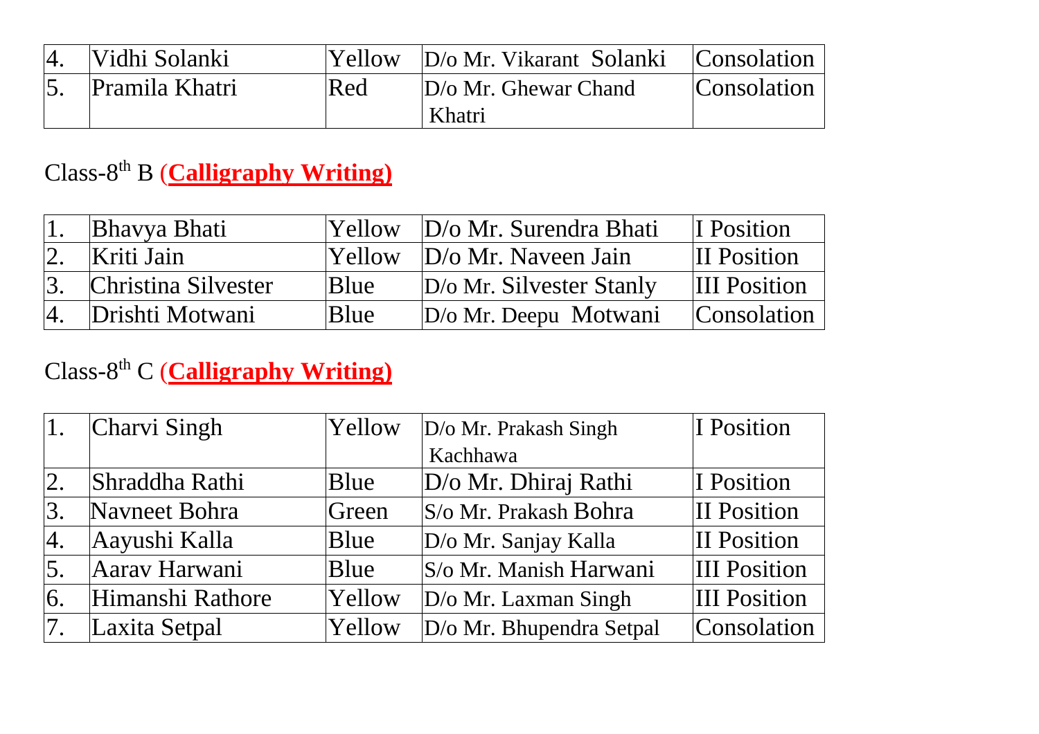| 4. | Vidhi Solanki | Yellow | D/o Mr. Vikarant Solanki | Consolation |
|---|---|---|---|---|
| 5. | Pramila Khatri | Red | D/o Mr. Ghewar Chand Khatri | Consolation |

Class-8th B (**Calligraphy Writing)**

| 1. | Bhavya Bhati | Yellow | D/o Mr. Surendra Bhati | I Position |
|---|---|---|---|---|
| 2. | Kriti Jain | Yellow | D/o Mr. Naveen Jain | II Position |
| 3. | Christina Silvester | Blue | D/o Mr. Silvester Stanly | III Position |
| 4. | Drishti Motwani | Blue | D/o Mr. Deepu Motwani | Consolation |

Class-8th C (**Calligraphy Writing)**

| 1. | Charvi Singh | Yellow | D/o Mr. Prakash Singh Kachhawa | I Position |
|---|---|---|---|---|
| 2. | Shraddha Rathi | Blue | D/o Mr. Dhiraj Rathi | I Position |
| 3. | Navneet Bohra | Green | S/o Mr. Prakash Bohra | II Position |
| 4. | Aayushi Kalla | Blue | D/o Mr. Sanjay Kalla | II Position |
| 5. | Aarav Harwani | Blue | S/o Mr. Manish Harwani | III Position |
| 6. | Himanshi Rathore | Yellow | D/o Mr. Laxman Singh | III Position |
| 7. | Laxita Setpal | Yellow | D/o Mr. Bhupendra Setpal | Consolation |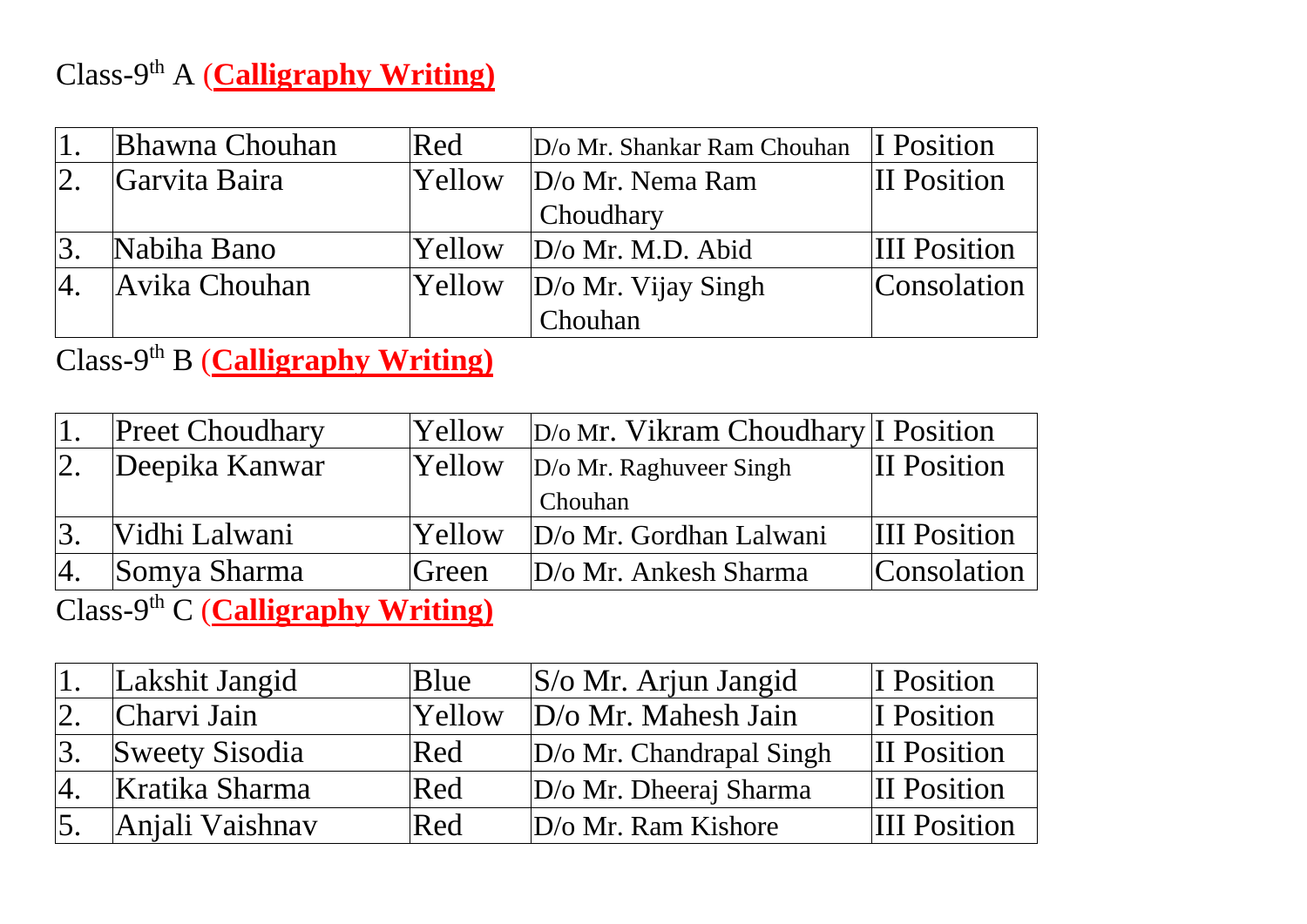Class-9th A **(Calligraphy Writing)**

| | | | | |
|---|---|---|---|---|
| 1. | Bhawna Chouhan | Red | D/o Mr. Shankar Ram Chouhan | I Position |
| 2. | Garvita Baira | Yellow | D/o Mr. Nema Ram Choudhary | II Position |
| 3. | Nabiha Bano | Yellow | D/o Mr. M.D. Abid | III Position |
| 4. | Avika Chouhan | Yellow | D/o Mr. Vijay Singh Chouhan | Consolation |

Class-9th B **(Calligraphy Writing)**

| | | | | |
|---|---|---|---|---|
| 1. | Preet Choudhary | Yellow | D/o Mr. Vikram Choudhary | I Position |
| 2. | Deepika Kanwar | Yellow | D/o Mr. Raghuveer Singh Chouhan | II Position |
| 3. | Vidhi Lalwani | Yellow | D/o Mr. Gordhan Lalwani | III Position |
| 4. | Somya Sharma | Green | D/o Mr. Ankesh Sharma | Consolation |

Class-9th C **(Calligraphy Writing)**

| | | | | |
|---|---|---|---|---|
| 1. | Lakshit Jangid | Blue | S/o Mr. Arjun Jangid | I Position |
| 2. | Charvi Jain | Yellow | D/o Mr. Mahesh Jain | I Position |
| 3. | Sweety Sisodia | Red | D/o Mr. Chandrapal Singh | II Position |
| 4. | Kratika Sharma | Red | D/o Mr. Dheeraj Sharma | II Position |
| 5. | Anjali Vaishnav | Red | D/o Mr. Ram Kishore | III Position |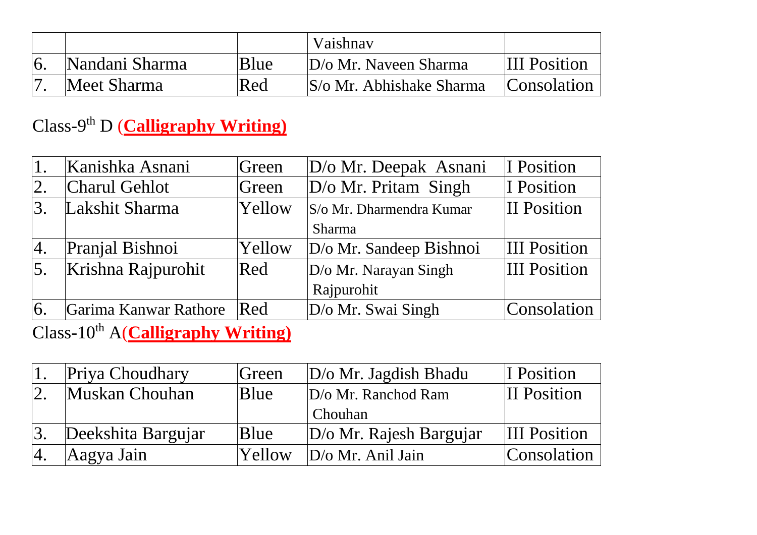| | | | Vaishnav | |
|---|---|---|---|---|
| 6. | Nandani Sharma | Blue | D/o Mr. Naveen Sharma | III Position |
| 7. | Meet Sharma | Red | S/o Mr. Abhishake Sharma | Consolation |

Class-9th D **(Calligraphy Writing)**

| | | | | |
|---|---|---|---|---|
| 1. | Kanishka Asnani | Green | D/o Mr. Deepak Asnani | I Position |
| 2. | Charul Gehlot | Green | D/o Mr. Pritam Singh | I Position |
| 3. | Lakshit Sharma | Yellow | S/o Mr. Dharmendra Kumar Sharma | II Position |
| 4. | Pranjal Bishnoi | Yellow | D/o Mr. Sandeep Bishnoi | III Position |
| 5. | Krishna Rajpurohit | Red | D/o Mr. Narayan Singh Rajpurohit | III Position |
| 6. | Garima Kanwar Rathore | Red | D/o Mr. Swai Singh | Consolation |

Class-10th A**(Calligraphy Writing)**

| | | | | |
|---|---|---|---|---|
| 1. | Priya Choudhary | Green | D/o Mr. Jagdish Bhadu | I Position |
| 2. | Muskan Chouhan | Blue | D/o Mr. Ranchod Ram Chouhan | II Position |
| 3. | Deekshita Bargujar | Blue | D/o Mr. Rajesh Bargujar | III Position |
| 4. | Aagya Jain | Yellow | D/o Mr. Anil Jain | Consolation |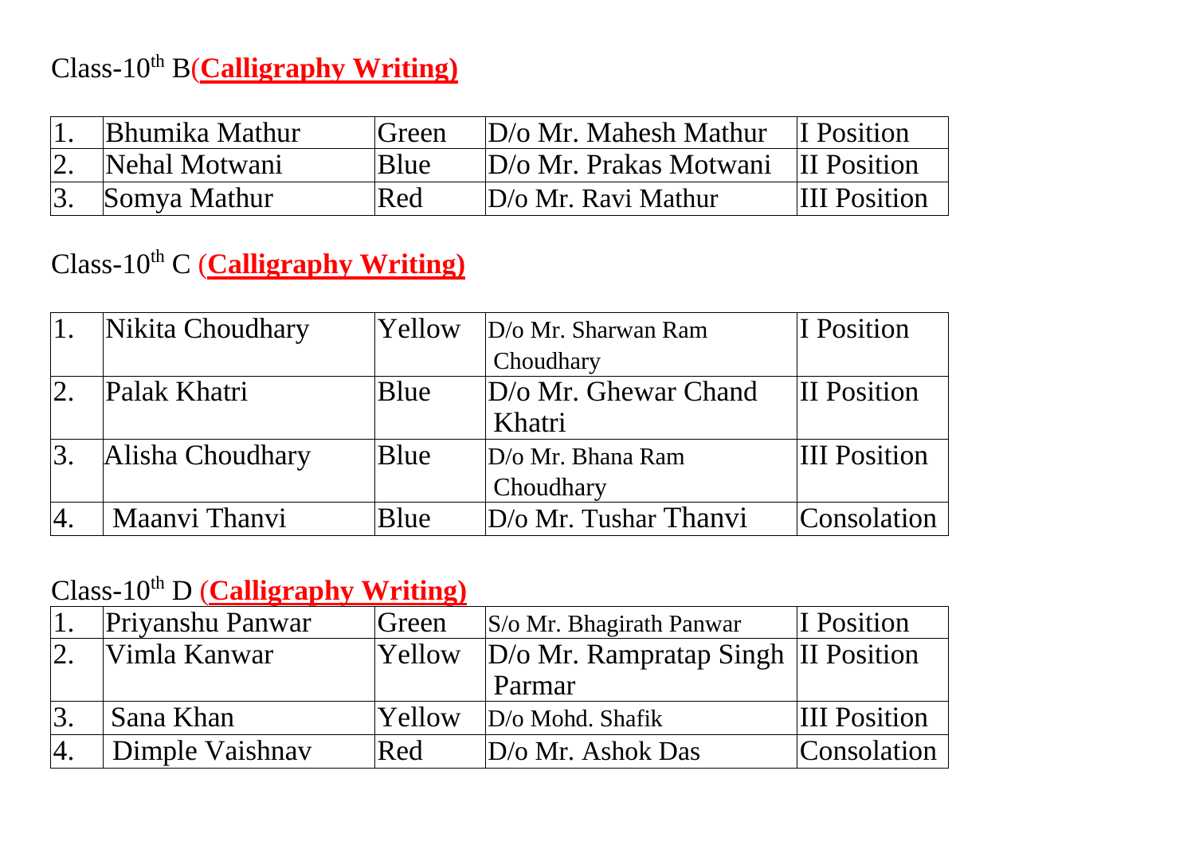Class-10th B (**Calligraphy Writing)**

| 1. | Bhumika Mathur | Green | D/o Mr. Mahesh Mathur | I Position |
|---|---|---|---|---|
| 2. | Nehal Motwani | Blue | D/o Mr. Prakas Motwani | II Position |
| 3. | Somya Mathur | Red | D/o Mr. Ravi Mathur | III Position |

Class-10th C (**Calligraphy Writing)**

| 1. | Nikita Choudhary | Yellow | D/o Mr. Sharwan Ram Choudhary | I Position |
|---|---|---|---|---|
| 2. | Palak Khatri | Blue | D/o Mr. Ghewar Chand Khatri | II Position |
| 3. | Alisha Choudhary | Blue | D/o Mr. Bhana Ram Choudhary | III Position |
| 4. | Maanvi Thanvi | Blue | D/o Mr. Tushar Thanvi | Consolation |

Class-10th D (**Calligraphy Writing)**

| 1. | Priyanshu Panwar | Green | S/o Mr. Bhagirath Panwar | I Position |
|---|---|---|---|---|
| 2. | Vimla Kanwar | Yellow | D/o Mr. Rampratap Singh Parmar | II Position |
| 3. | Sana Khan | Yellow | D/o Mohd. Shafik | III Position |
| 4. | Dimple Vaishnav | Red | D/o Mr. Ashok Das | Consolation |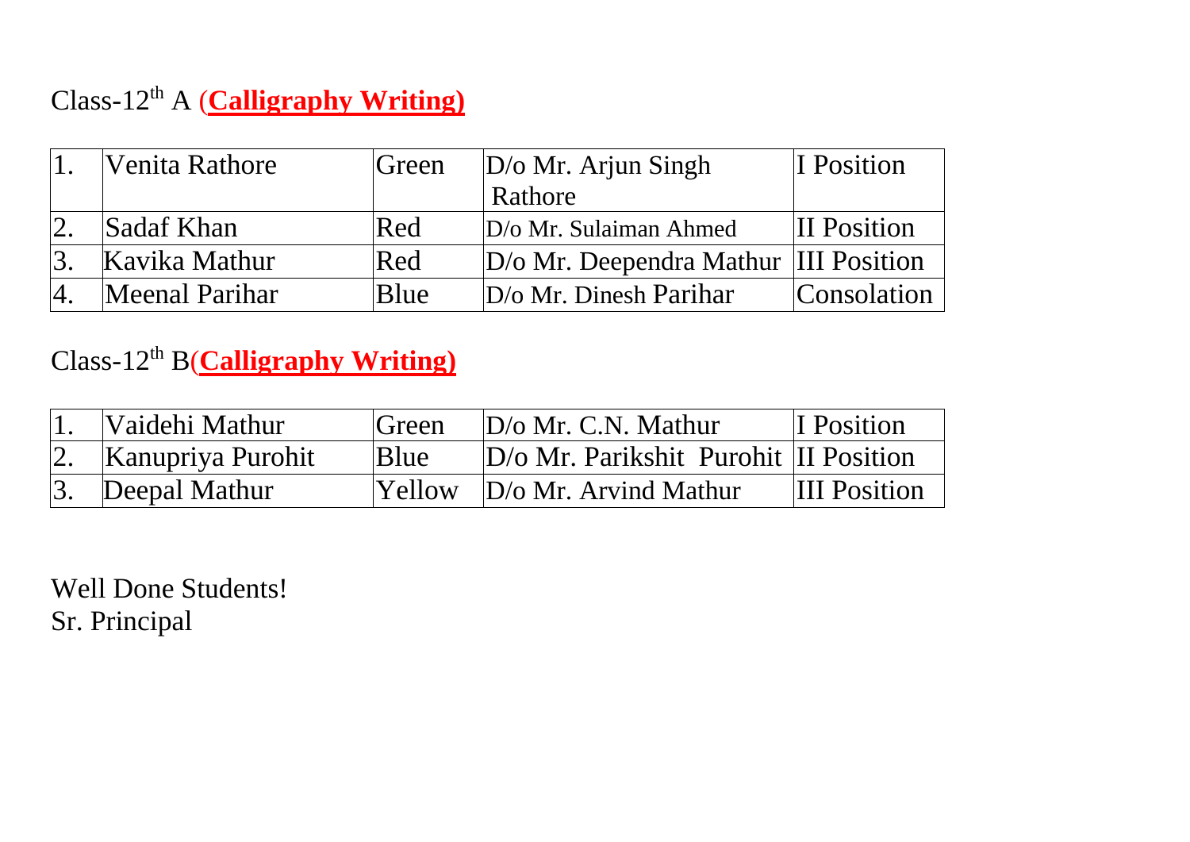Class-12$^{th}$ A **(Calligraphy Writing)**

| | | | | |
|---|---|---|---|---|
| 1. | Venita Rathore | Green | D/o Mr. Arjun Singh Rathore | I Position |
| 2. | Sadaf Khan | Red | D/o Mr. Sulaiman Ahmed | II Position |
| 3. | Kavika Mathur | Red | D/o Mr. Deependra Mathur | III Position |
| 4. | Meenal Parihar | Blue | D/o Mr. Dinesh Parihar | Consolation |

Class-12$^{th}$ B**(Calligraphy Writing)**

| | | | | |
|---|---|---|---|---|
| 1. | Vaidehi Mathur | Green | D/o Mr. C.N. Mathur | I Position |
| 2. | Kanupriya Purohit | Blue | D/o Mr. Parikshit Purohit | II Position |
| 3. | Deepal Mathur | Yellow | D/o Mr. Arvind Mathur | III Position |

Well Done Students!
Sr. Principal